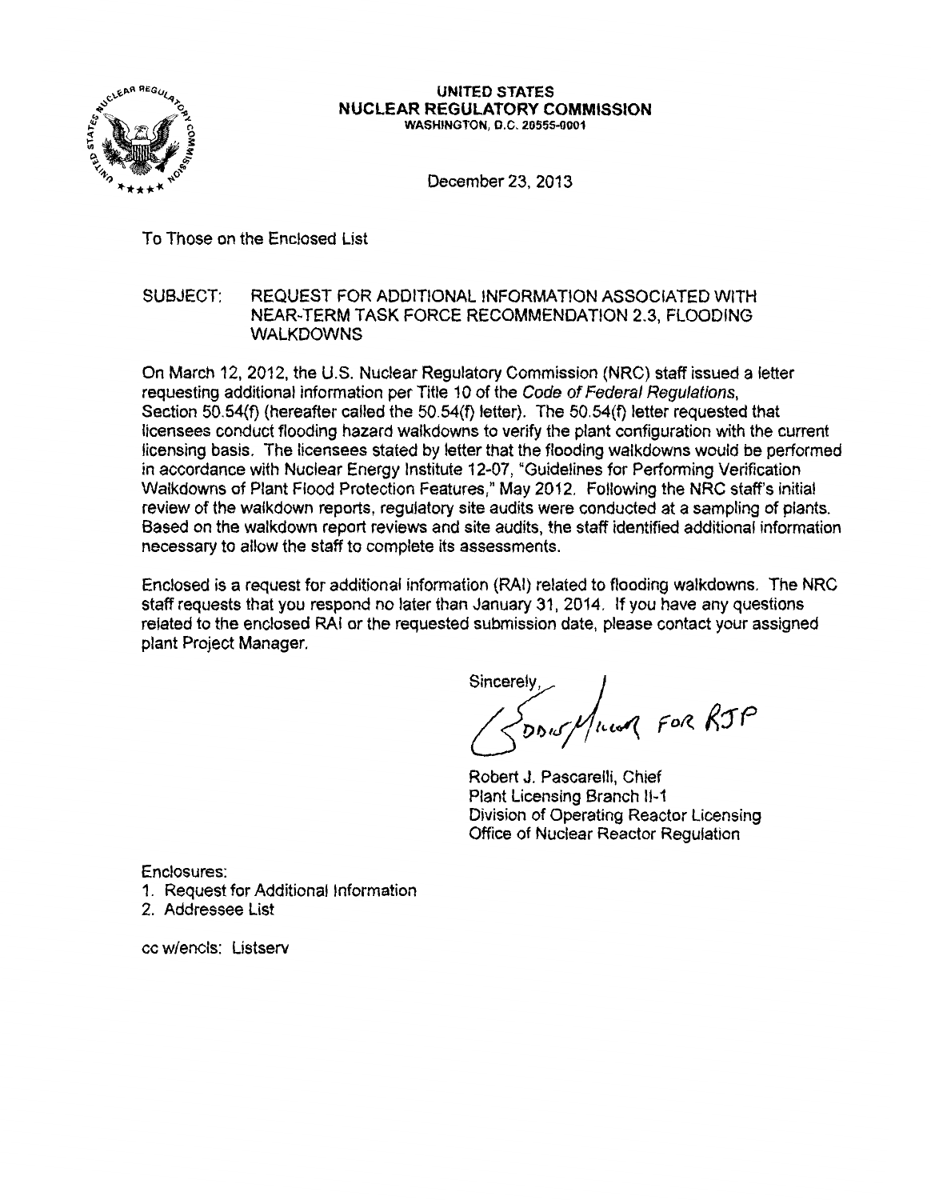**UNITED STATES**
**NUCLEAR REGULATORY COMMISSION**
WASHINGTON, D.C. 20555-0001

December 23, 2013

To Those on the Enclosed List

SUBJECT: REQUEST FOR ADDITIONAL INFORMATION ASSOCIATED WITH NEAR-TERM TASK FORCE RECOMMENDATION 2.3, FLOODING WALKDOWNS

On March 12, 2012, the U.S. Nuclear Regulatory Commission (NRC) staff issued a letter requesting additional information per Title 10 of the *Code of Federal Regulations*, Section 50.54(f) (hereafter called the 50.54(f) letter). The 50.54(f) letter requested that licensees conduct flooding hazard walkdowns to verify the plant configuration with the current licensing basis. The licensees stated by letter that the flooding walkdowns would be performed in accordance with Nuclear Energy Institute 12-07, "Guidelines for Performing Verification Walkdowns of Plant Flood Protection Features," May 2012. Following the NRC staff's initial review of the walkdown reports, regulatory site audits were conducted at a sampling of plants. Based on the walkdown report reviews and site audits, the staff identified additional information necessary to allow the staff to complete its assessments.

Enclosed is a request for additional information (RAI) related to flooding walkdowns. The NRC staff requests that you respond no later than January 31, 2014. If you have any questions related to the enclosed RAI or the requested submission date, please contact your assigned plant Project Manager.

Sincerely,

Robert J. Pascarelli, Chief
Plant Licensing Branch II-1
Division of Operating Reactor Licensing
Office of Nuclear Reactor Regulation

Enclosures:
1. Request for Additional Information
2. Addressee List

cc w/encls: Listserv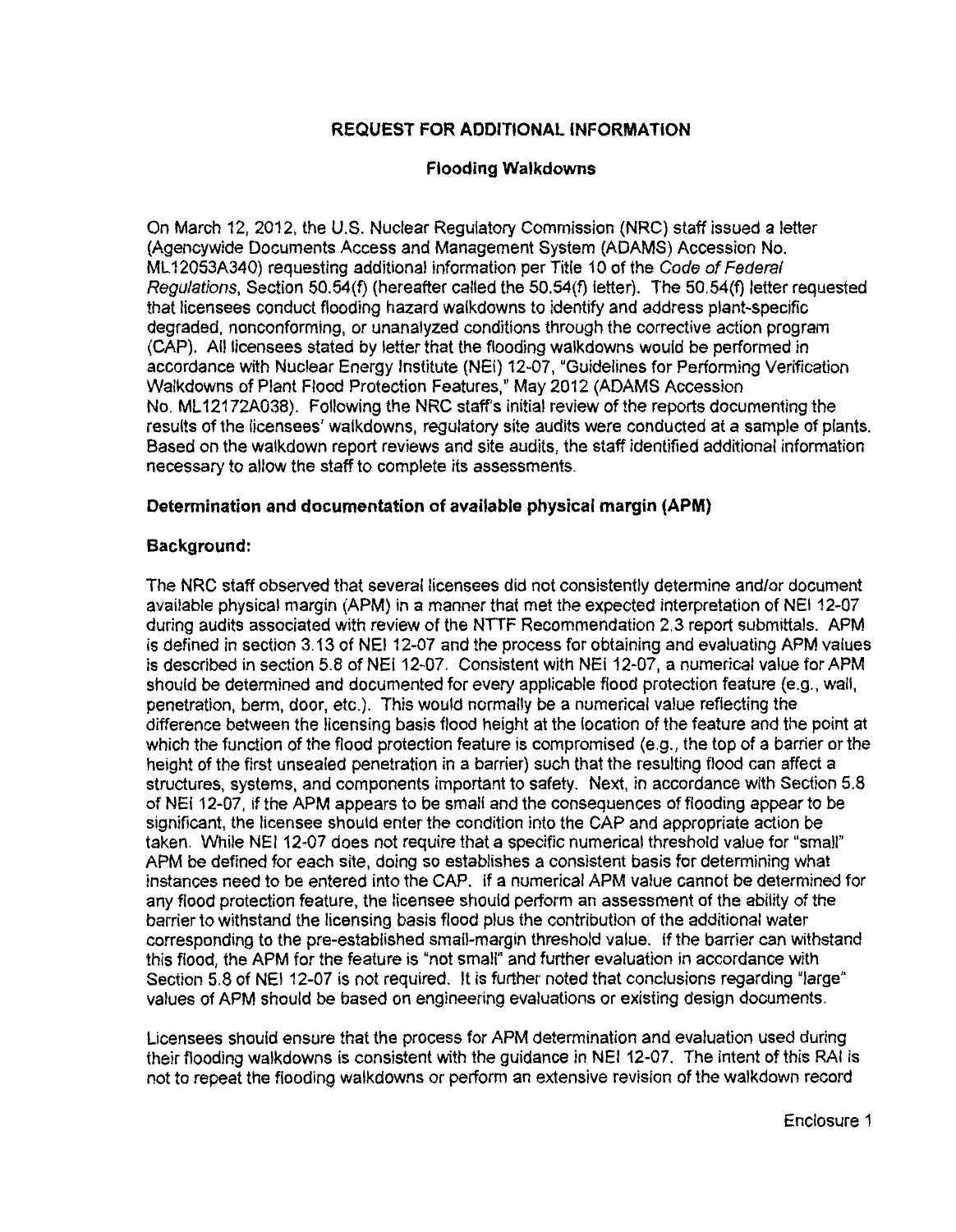## REQUEST FOR ADDITIONAL INFORMATION

### Flooding Walkdowns

On March 12, 2012, the U.S. Nuclear Regulatory Commission (NRC) staff issued a letter (Agencywide Documents Access and Management System (ADAMS) Accession No. ML12053A340) requesting additional information per Title 10 of the *Code of Federal Regulations*, Section 50.54(f) (hereafter called the 50.54(f) letter). The 50.54(f) letter requested that licensees conduct flooding hazard walkdowns to identify and address plant-specific degraded, nonconforming, or unanalyzed conditions through the corrective action program (CAP). All licensees stated by letter that the flooding walkdowns would be performed in accordance with Nuclear Energy Institute (NEI) 12-07, "Guidelines for Performing Verification Walkdowns of Plant Flood Protection Features," May 2012 (ADAMS Accession No. ML12172A038). Following the NRC staff's initial review of the reports documenting the results of the licensees' walkdowns, regulatory site audits were conducted at a sample of plants. Based on the walkdown report reviews and site audits, the staff identified additional information necessary to allow the staff to complete its assessments.

**Determination and documentation of available physical margin (APM)**

**Background:**

The NRC staff observed that several licensees did not consistently determine and/or document available physical margin (APM) in a manner that met the expected interpretation of NEI 12-07 during audits associated with review of the NTTF Recommendation 2.3 report submittals. APM is defined in section 3.13 of NEI 12-07 and the process for obtaining and evaluating APM values is described in section 5.8 of NEI 12-07. Consistent with NEI 12-07, a numerical value for APM should be determined and documented for every applicable flood protection feature (e.g., wall, penetration, berm, door, etc.). This would normally be a numerical value reflecting the difference between the licensing basis flood height at the location of the feature and the point at which the function of the flood protection feature is compromised (e.g., the top of a barrier or the height of the first unsealed penetration in a barrier) such that the resulting flood can affect a structures, systems, and components important to safety. Next, in accordance with Section 5.8 of NEI 12-07, if the APM appears to be small and the consequences of flooding appear to be significant, the licensee should enter the condition into the CAP and appropriate action be taken. While NEI 12-07 does not require that a specific numerical threshold value for "small" APM be defined for each site, doing so establishes a consistent basis for determining what instances need to be entered into the CAP. If a numerical APM value cannot be determined for any flood protection feature, the licensee should perform an assessment of the ability of the barrier to withstand the licensing basis flood plus the contribution of the additional water corresponding to the pre-established small-margin threshold value. If the barrier can withstand this flood, the APM for the feature is "not small" and further evaluation in accordance with Section 5.8 of NEI 12-07 is not required. It is further noted that conclusions regarding "large" values of APM should be based on engineering evaluations or existing design documents.

Licensees should ensure that the process for APM determination and evaluation used during their flooding walkdowns is consistent with the guidance in NEI 12-07. The intent of this RAI is not to repeat the flooding walkdowns or perform an extensive revision of the walkdown record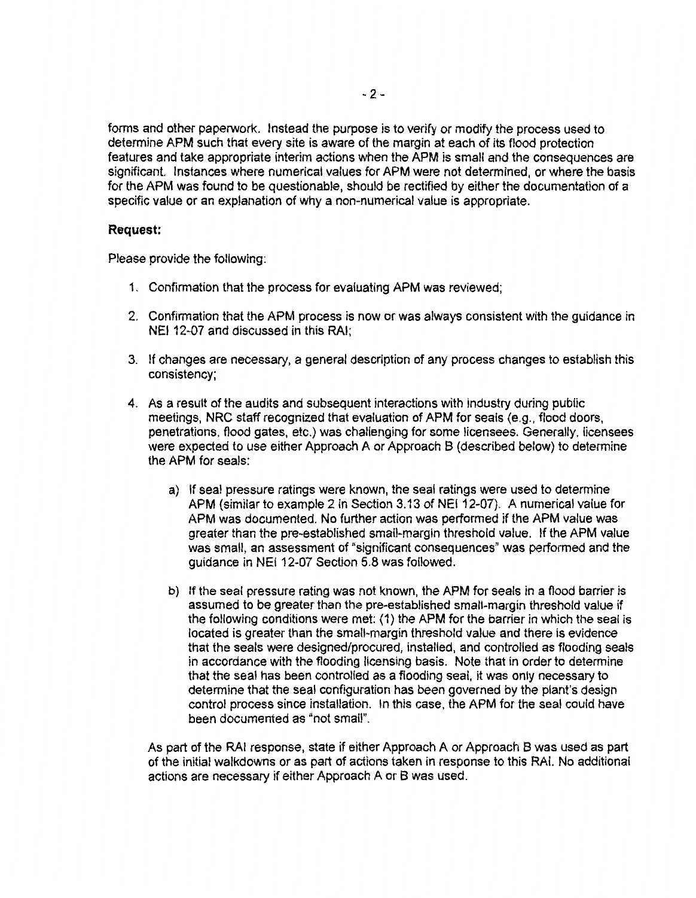forms and other paperwork. Instead the purpose is to verify or modify the process used to determine APM such that every site is aware of the margin at each of its flood protection features and take appropriate interim actions when the APM is small and the consequences are significant. Instances where numerical values for APM were not determined, or where the basis for the APM was found to be questionable, should be rectified by either the documentation of a specific value or an explanation of why a non-numerical value is appropriate.

**Request:**

Please provide the following:

1. Confirmation that the process for evaluating APM was reviewed;

2. Confirmation that the APM process is now or was always consistent with the guidance in NEI 12-07 and discussed in this RAI;

3. If changes are necessary, a general description of any process changes to establish this consistency;

4. As a result of the audits and subsequent interactions with industry during public meetings, NRC staff recognized that evaluation of APM for seals (e.g., flood doors, penetrations, flood gates, etc.) was challenging for some licensees. Generally, licensees were expected to use either Approach A or Approach B (described below) to determine the APM for seals:

    a) If seal pressure ratings were known, the seal ratings were used to determine APM (similar to example 2 in Section 3.13 of NEI 12-07). A numerical value for APM was documented. No further action was performed if the APM value was greater than the pre-established small-margin threshold value. If the APM value was small, an assessment of "significant consequences" was performed and the guidance in NEI 12-07 Section 5.8 was followed.

    b) If the seal pressure rating was not known, the APM for seals in a flood barrier is assumed to be greater than the pre-established small-margin threshold value if the following conditions were met: (1) the APM for the barrier in which the seal is located is greater than the small-margin threshold value and there is evidence that the seals were designed/procured, installed, and controlled as flooding seals in accordance with the flooding licensing basis. Note that in order to determine that the seal has been controlled as a flooding seal, it was only necessary to determine that the seal configuration has been governed by the plant's design control process since installation. In this case, the APM for the seal could have been documented as "not small".

    As part of the RAI response, state if either Approach A or Approach B was used as part of the initial walkdowns or as part of actions taken in response to this RAI. No additional actions are necessary if either Approach A or B was used.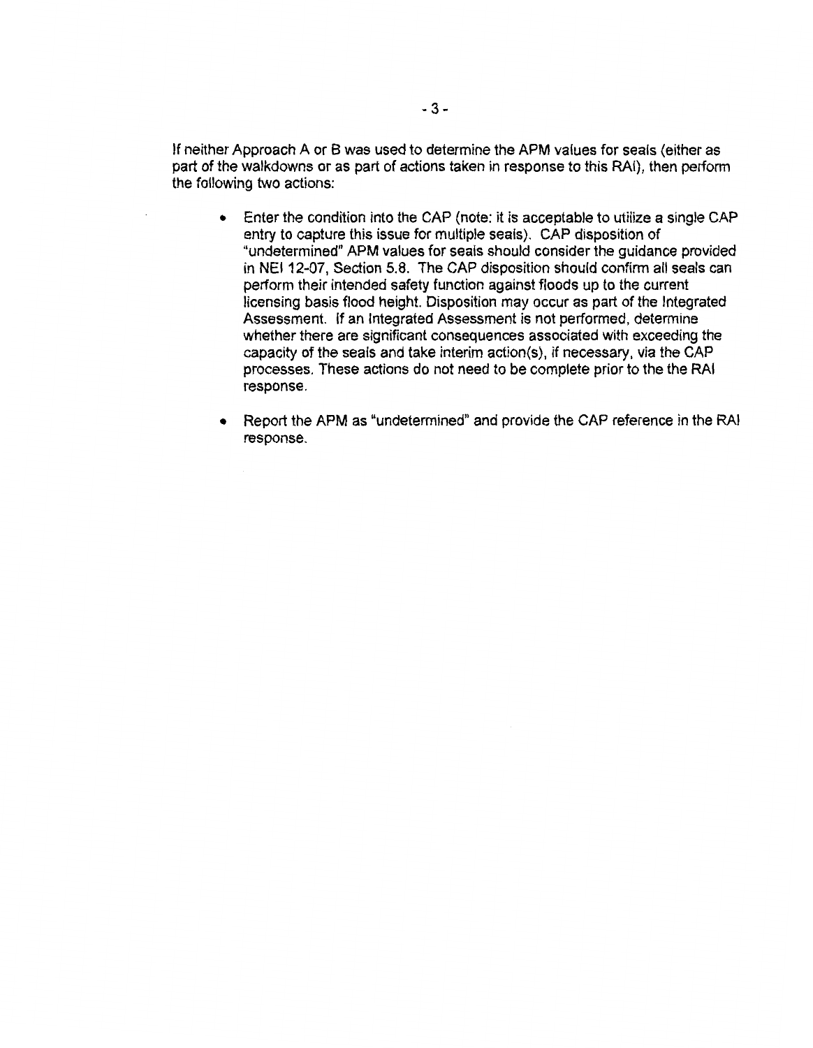If neither Approach A or B was used to determine the APM values for seals (either as part of the walkdowns or as part of actions taken in response to this RAI), then perform the following two actions:

- Enter the condition into the CAP (note: it is acceptable to utilize a single CAP entry to capture this issue for multiple seals). CAP disposition of "undetermined" APM values for seals should consider the guidance provided in NEI 12-07, Section 5.8. The CAP disposition should confirm all seals can perform their intended safety function against floods up to the current licensing basis flood height. Disposition may occur as part of the Integrated Assessment. If an Integrated Assessment is not performed, determine whether there are significant consequences associated with exceeding the capacity of the seals and take interim action(s), if necessary, via the CAP processes. These actions do not need to be complete prior to the the RAI response.

- Report the APM as "undetermined" and provide the CAP reference in the RAI response.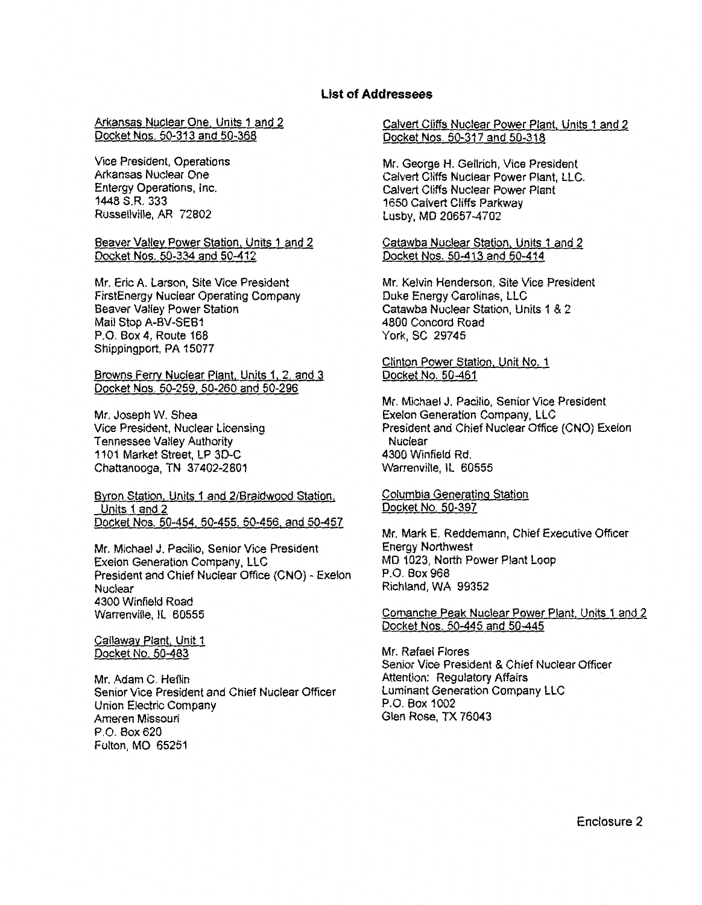## List of Addressees

Arkansas Nuclear One, Units 1 and 2
Docket Nos. 50-313 and 50-368

Vice President, Operations
Arkansas Nuclear One
Entergy Operations, Inc.
1448 S.R. 333
Russellville, AR 72802

Beaver Valley Power Station, Units 1 and 2
Docket Nos. 50-334 and 50-412

Mr. Eric A. Larson, Site Vice President
FirstEnergy Nuclear Operating Company
Beaver Valley Power Station
Mail Stop A-BV-SEB1
P.O. Box 4, Route 168
Shippingport, PA 15077

Browns Ferry Nuclear Plant, Units 1, 2, and 3
Docket Nos. 50-259, 50-260 and 50-296

Mr. Joseph W. Shea
Vice President, Nuclear Licensing
Tennessee Valley Authority
1101 Market Street, LP 3D-C
Chattanooga, TN 37402-2801

Byron Station, Units 1 and 2/Braidwood Station, Units 1 and 2
Docket Nos. 50-454, 50-455, 50-456, and 50-457

Mr. Michael J. Pacilio, Senior Vice President
Exelon Generation Company, LLC
President and Chief Nuclear Office (CNO) - Exelon Nuclear
4300 Winfield Road
Warrenville, IL 60555

Callaway Plant, Unit 1
Docket No. 50-483

Mr. Adam C. Heflin
Senior Vice President and Chief Nuclear Officer
Union Electric Company
Ameren Missouri
P.O. Box 620
Fulton, MO 65251

Calvert Cliffs Nuclear Power Plant, Units 1 and 2
Docket Nos. 50-317 and 50-318

Mr. George H. Gellrich, Vice President
Calvert Cliffs Nuclear Power Plant, LLC.
Calvert Cliffs Nuclear Power Plant
1650 Calvert Cliffs Parkway
Lusby, MD 20657-4702

Catawba Nuclear Station, Units 1 and 2
Docket Nos. 50-413 and 50-414

Mr. Kelvin Henderson, Site Vice President
Duke Energy Carolinas, LLC
Catawba Nuclear Station, Units 1 & 2
4800 Concord Road
York, SC 29745

Clinton Power Station, Unit No. 1
Docket No. 50-461

Mr. Michael J. Pacilio, Senior Vice President
Exelon Generation Company, LLC
President and Chief Nuclear Office (CNO) Exelon Nuclear
4300 Winfield Rd.
Warrenville, IL 60555

Columbia Generating Station
Docket No. 50-397

Mr. Mark E. Reddemann, Chief Executive Officer
Energy Northwest
MD 1023, North Power Plant Loop
P.O. Box 968
Richland, WA 99352

Comanche Peak Nuclear Power Plant, Units 1 and 2
Docket Nos. 50-445 and 50-445

Mr. Rafael Flores
Senior Vice President & Chief Nuclear Officer
Attention: Regulatory Affairs
Luminant Generation Company LLC
P.O. Box 1002
Glen Rose, TX 76043

Enclosure 2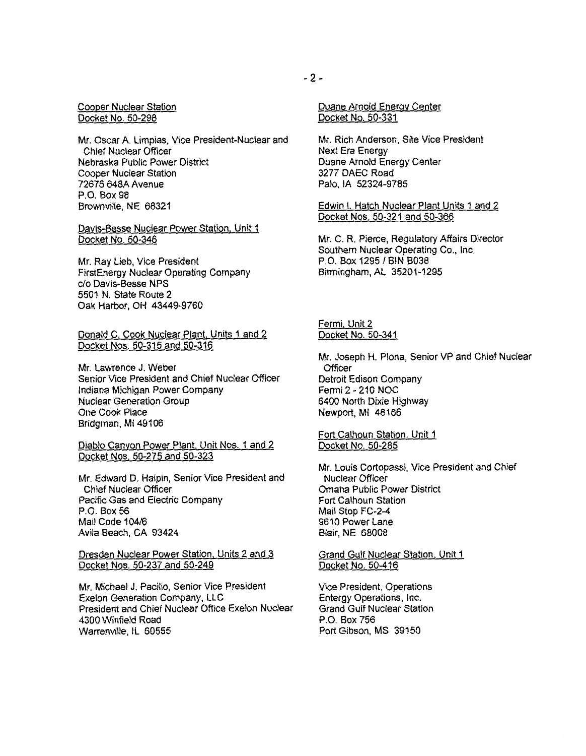Cooper Nuclear Station
Docket No. 50-298

Mr. Oscar A. Limpias, Vice President-Nuclear and Chief Nuclear Officer
Nebraska Public Power District
Cooper Nuclear Station
72676 648A Avenue
P.O. Box 98
Brownville, NE 68321

Davis-Besse Nuclear Power Station, Unit 1
Docket No. 50-346

Mr. Ray Lieb, Vice President
FirstEnergy Nuclear Operating Company
c/o Davis-Besse NPS
5501 N. State Route 2
Oak Harbor, OH 43449-9760

Donald C. Cook Nuclear Plant, Units 1 and 2
Docket Nos. 50-315 and 50-316

Mr. Lawrence J. Weber
Senior Vice President and Chief Nuclear Officer
Indiana Michigan Power Company
Nuclear Generation Group
One Cook Place
Bridgman, MI 49106

Diablo Canyon Power Plant, Unit Nos. 1 and 2
Docket Nos. 50-275 and 50-323

Mr. Edward D. Halpin, Senior Vice President and Chief Nuclear Officer
Pacific Gas and Electric Company
P.O. Box 56
Mail Code 104/6
Avila Beach, CA 93424

Dresden Nuclear Power Station, Units 2 and 3
Docket Nos. 50-237 and 50-249

Mr. Michael J. Pacilio, Senior Vice President
Exelon Generation Company, LLC
President and Chief Nuclear Office Exelon Nuclear
4300 Winfield Road
Warrenville, IL 60555

Duane Arnold Energy Center
Docket No. 50-331

Mr. Rich Anderson, Site Vice President
Next Era Energy
Duane Arnold Energy Center
3277 DAEC Road
Palo, IA 52324-9785

Edwin I. Hatch Nuclear Plant Units 1 and 2
Docket Nos. 50-321 and 50-366

Mr. C. R. Pierce, Regulatory Affairs Director
Southern Nuclear Operating Co., Inc.
P.O. Box 1295 / BIN B038
Birmingham, AL 35201-1295

Fermi, Unit 2
Docket No. 50-341

Mr. Joseph H. Plona, Senior VP and Chief Nuclear Officer
Detroit Edison Company
Fermi 2 - 210 NOC
6400 North Dixie Highway
Newport, MI 48166

Fort Calhoun Station, Unit 1
Docket No. 50-285

Mr. Louis Cortopassi, Vice President and Chief Nuclear Officer
Omaha Public Power District
Fort Calhoun Station
Mail Stop FC-2-4
9610 Power Lane
Blair, NE 68008

Grand Gulf Nuclear Station, Unit 1
Docket No. 50-416

Vice President, Operations
Entergy Operations, Inc.
Grand Gulf Nuclear Station
P.O. Box 756
Port Gibson, MS 39150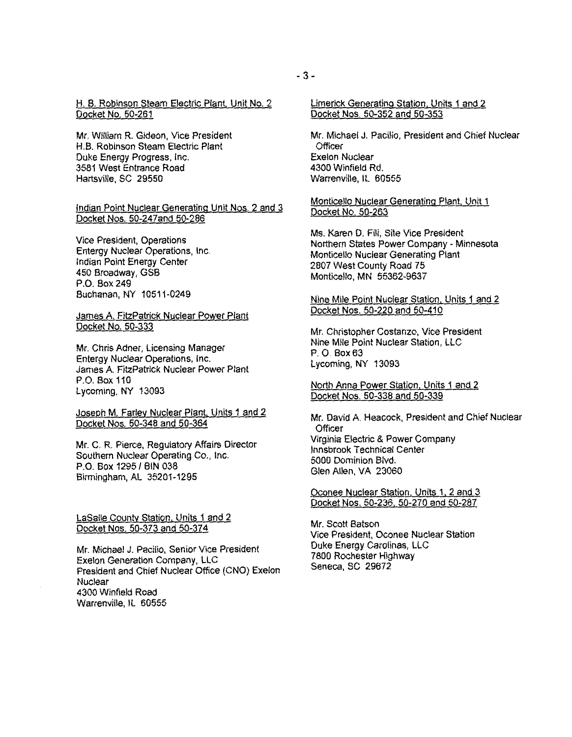H. B. Robinson Steam Electric Plant, Unit No. 2
Docket No. 50-261

Mr. William R. Gideon, Vice President
H.B. Robinson Steam Electric Plant
Duke Energy Progress, Inc.
3581 West Entrance Road
Hartsville, SC 29550

Indian Point Nuclear Generating Unit Nos. 2 and 3
Docket Nos. 50-247and 50-286

Vice President, Operations
Entergy Nuclear Operations, Inc.
Indian Point Energy Center
450 Broadway, GSB
P.O. Box 249
Buchanan, NY 10511-0249

James A. FitzPatrick Nuclear Power Plant
Docket No. 50-333

Mr. Chris Adner, Licensing Manager
Entergy Nuclear Operations, Inc.
James A. FitzPatrick Nuclear Power Plant
P.O. Box 110
Lycoming, NY 13093

Joseph M. Farley Nuclear Plant, Units 1 and 2
Docket Nos. 50-348 and 50-364

Mr. C. R. Pierce, Regulatory Affairs Director
Southern Nuclear Operating Co., Inc.
P.O. Box 1295 / BIN 038
Birmingham, AL 35201-1295

LaSalle County Station, Units 1 and 2
Docket Nos. 50-373 and 50-374

Mr. Michael J. Pacilio, Senior Vice President
Exelon Generation Company, LLC
President and Chief Nuclear Office (CNO) Exelon Nuclear
4300 Winfield Road
Warrenville, IL 60555

Limerick Generating Station, Units 1 and 2
Docket Nos. 50-352 and 50-353

Mr. Michael J. Pacilio, President and Chief Nuclear Officer
Exelon Nuclear
4300 Winfield Rd.
Warrenville, IL 60555

Monticello Nuclear Generating Plant, Unit 1
Docket No. 50-263

Ms. Karen D. Fili, Site Vice President
Northern States Power Company - Minnesota
Monticello Nuclear Generating Plant
2807 West County Road 75
Monticello, MN 55362-9637

Nine Mile Point Nuclear Station, Units 1 and 2
Docket Nos. 50-220 and 50-410

Mr. Christopher Costanzo, Vice President
Nine Mile Point Nuclear Station, LLC
P. O. Box 63
Lycoming, NY 13093

North Anna Power Station, Units 1 and 2
Docket Nos. 50-338 and 50-339

Mr. David A. Heacock, President and Chief Nuclear Officer
Virginia Electric & Power Company
Innsbrook Technical Center
5000 Dominion Blvd.
Glen Allen, VA 23060

Oconee Nuclear Station, Units 1, 2 and 3
Docket Nos. 50-236, 50-270 and 50-287

Mr. Scott Batson
Vice President, Oconee Nuclear Station
Duke Energy Carolinas, LLC
7800 Rochester Highway
Seneca, SC 29672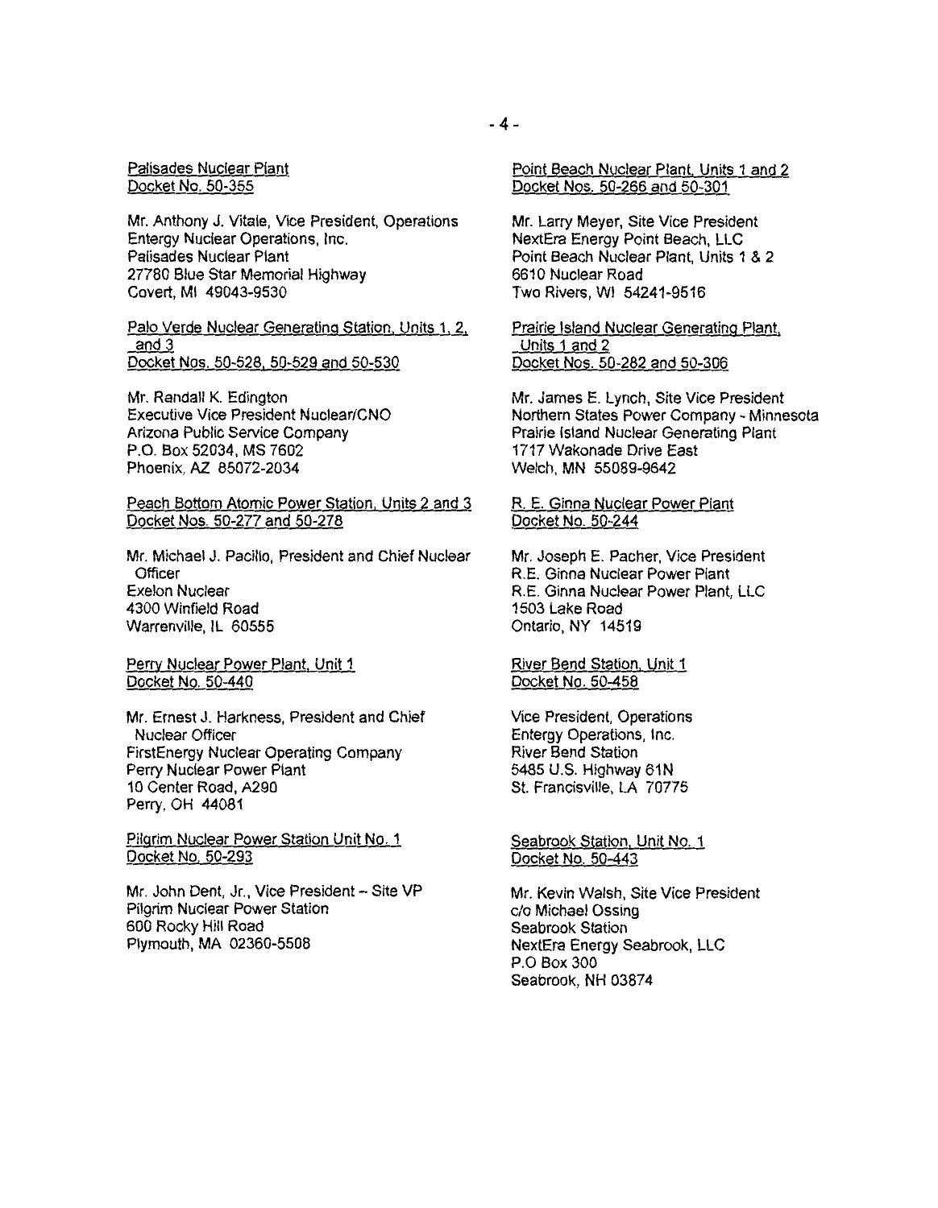Palisades Nuclear Plant
Docket No. 50-355

Mr. Anthony J. Vitale, Vice President, Operations
Entergy Nuclear Operations, Inc.
Palisades Nuclear Plant
27780 Blue Star Memorial Highway
Covert, MI 49043-9530

Palo Verde Nuclear Generating Station, Units 1, 2, and 3
Docket Nos. 50-528, 50-529 and 50-530

Mr. Randall K. Edington
Executive Vice President Nuclear/CNO
Arizona Public Service Company
P.O. Box 52034, MS 7602
Phoenix, AZ 85072-2034

Peach Bottom Atomic Power Station, Units 2 and 3
Docket Nos. 50-277 and 50-278

Mr. Michael J. Pacilio, President and Chief Nuclear Officer
Exelon Nuclear
4300 Winfield Road
Warrenville, IL 60555

Perry Nuclear Power Plant, Unit 1
Docket No. 50-440

Mr. Ernest J. Harkness, President and Chief Nuclear Officer
FirstEnergy Nuclear Operating Company
Perry Nuclear Power Plant
10 Center Road, A290
Perry, OH 44081

Pilgrim Nuclear Power Station Unit No. 1
Docket No. 50-293

Mr. John Dent, Jr., Vice President – Site VP
Pilgrim Nuclear Power Station
600 Rocky Hill Road
Plymouth, MA 02360-5508

Point Beach Nuclear Plant, Units 1 and 2
Docket Nos. 50-266 and 50-301

Mr. Larry Meyer, Site Vice President
NextEra Energy Point Beach, LLC
Point Beach Nuclear Plant, Units 1 & 2
6610 Nuclear Road
Two Rivers, WI 54241-9516

Prairie Island Nuclear Generating Plant, Units 1 and 2
Docket Nos. 50-282 and 50-306

Mr. James E. Lynch, Site Vice President
Northern States Power Company - Minnesota
Prairie Island Nuclear Generating Plant
1717 Wakonade Drive East
Welch, MN 55089-9642

R. E. Ginna Nuclear Power Plant
Docket No. 50-244

Mr. Joseph E. Pacher, Vice President
R.E. Ginna Nuclear Power Plant
R.E. Ginna Nuclear Power Plant, LLC
1503 Lake Road
Ontario, NY 14519

River Bend Station, Unit 1
Docket No. 50-458

Vice President, Operations
Entergy Operations, Inc.
River Bend Station
5485 U.S. Highway 61N
St. Francisville, LA 70775

Seabrook Station, Unit No. 1
Docket No. 50-443

Mr. Kevin Walsh, Site Vice President
c/o Michael Ossing
Seabrook Station
NextEra Energy Seabrook, LLC
P.O Box 300
Seabrook, NH 03874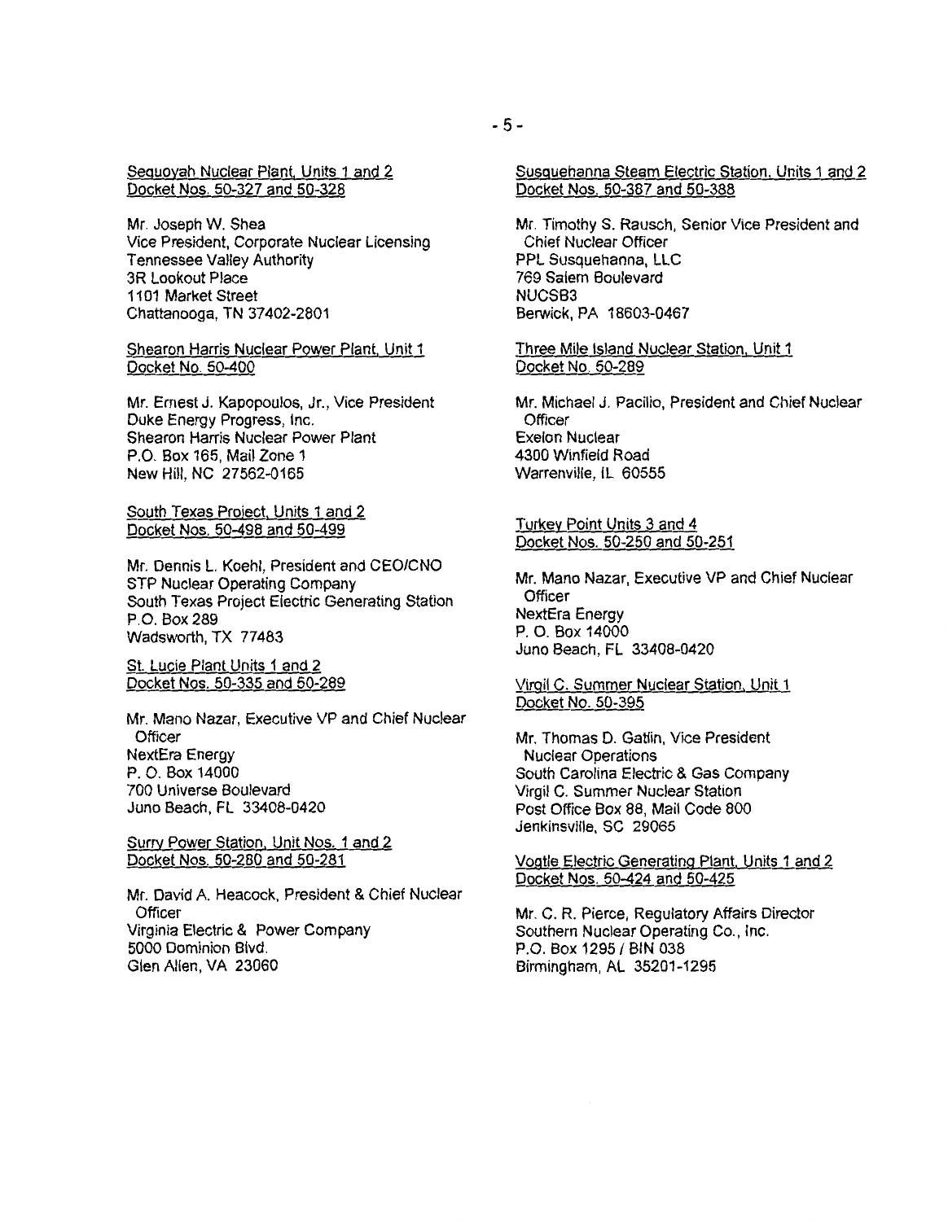Sequoyah Nuclear Plant, Units 1 and 2
Docket Nos. 50-327 and 50-328

Mr. Joseph W. Shea
Vice President, Corporate Nuclear Licensing
Tennessee Valley Authority
3R Lookout Place
1101 Market Street
Chattanooga, TN 37402-2801

Shearon Harris Nuclear Power Plant, Unit 1
Docket No. 50-400

Mr. Ernest J. Kapopoulos, Jr., Vice President
Duke Energy Progress, Inc.
Shearon Harris Nuclear Power Plant
P.O. Box 165, Mail Zone 1
New Hill, NC 27562-0165

South Texas Project, Units 1 and 2
Docket Nos. 50-498 and 50-499

Mr. Dennis L. Koehl, President and CEO/CNO
STP Nuclear Operating Company
South Texas Project Electric Generating Station
P.O. Box 289
Wadsworth, TX 77483

St. Lucie Plant Units 1 and 2
Docket Nos. 50-335 and 50-289

Mr. Mano Nazar, Executive VP and Chief Nuclear Officer
NextEra Energy
P. O. Box 14000
700 Universe Boulevard
Juno Beach, FL 33408-0420

Surry Power Station, Unit Nos. 1 and 2
Docket Nos. 50-280 and 50-281

Mr. David A. Heacock, President & Chief Nuclear Officer
Virginia Electric & Power Company
5000 Dominion Blvd.
Glen Allen, VA 23060

Susquehanna Steam Electric Station, Units 1 and 2
Docket Nos. 50-387 and 50-388

Mr. Timothy S. Rausch, Senior Vice President and Chief Nuclear Officer
PPL Susquehanna, LLC
769 Salem Boulevard
NUCSB3
Berwick, PA 18603-0467

Three Mile Island Nuclear Station, Unit 1
Docket No. 50-289

Mr. Michael J. Pacilio, President and Chief Nuclear Officer
Exelon Nuclear
4300 Winfield Road
Warrenville, IL 60555

Turkey Point Units 3 and 4
Docket Nos. 50-250 and 50-251

Mr. Mano Nazar, Executive VP and Chief Nuclear Officer
NextEra Energy
P. O. Box 14000
Juno Beach, FL 33408-0420

Virgil C. Summer Nuclear Station, Unit 1
Docket No. 50-395

Mr. Thomas D. Gatlin, Vice President Nuclear Operations
South Carolina Electric & Gas Company
Virgil C. Summer Nuclear Station
Post Office Box 88, Mail Code 800
Jenkinsville, SC 29065

Vogtle Electric Generating Plant, Units 1 and 2
Docket Nos. 50-424 and 50-425

Mr. C. R. Pierce, Regulatory Affairs Director
Southern Nuclear Operating Co., Inc.
P.O. Box 1295 / BIN 038
Birmingham, AL 35201-1295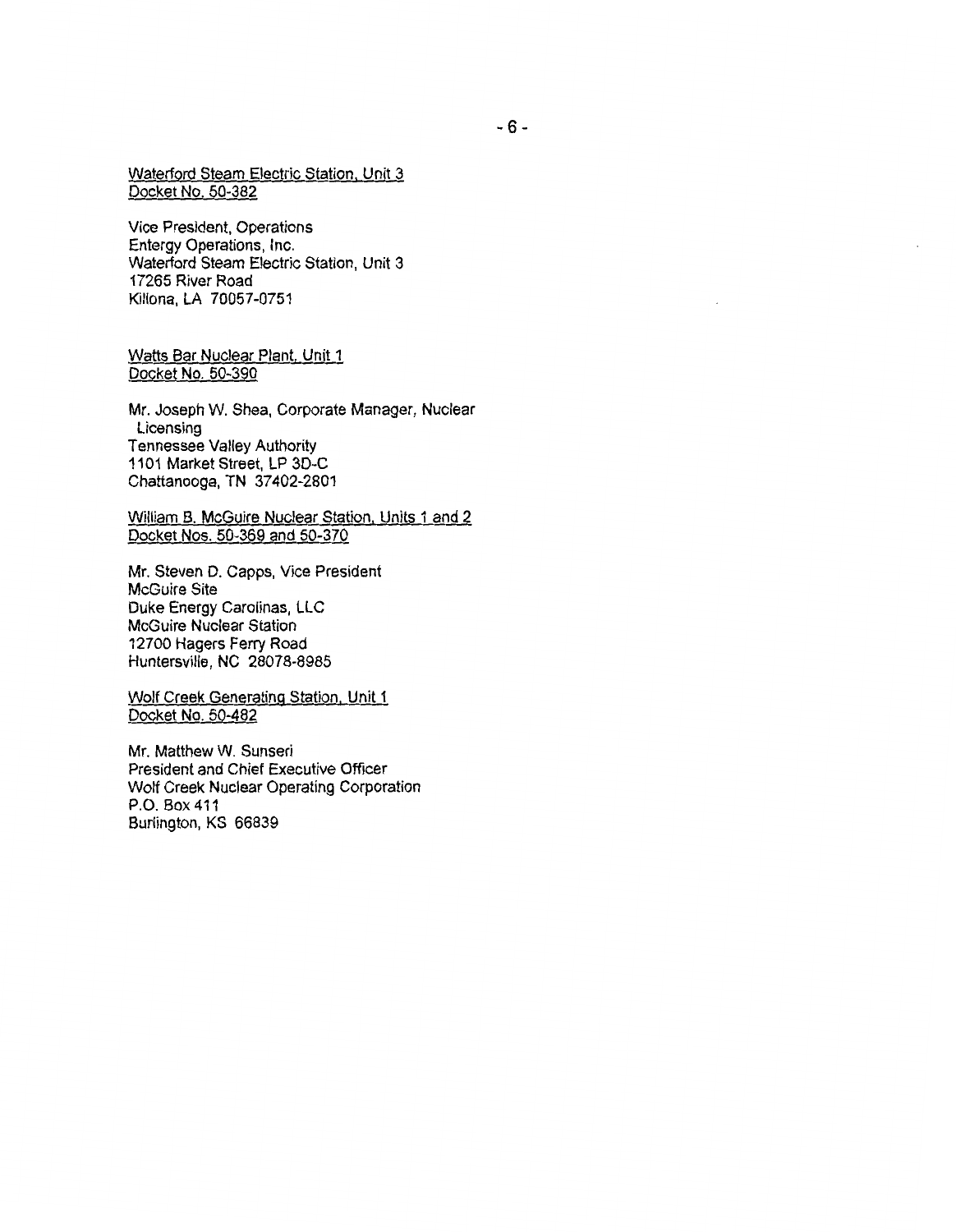Waterford Steam Electric Station, Unit 3
Docket No. 50-382

Vice President, Operations
Entergy Operations, Inc.
Waterford Steam Electric Station, Unit 3
17265 River Road
Killona, LA 70057-0751

Watts Bar Nuclear Plant, Unit 1
Docket No. 50-390

Mr. Joseph W. Shea, Corporate Manager, Nuclear Licensing
Tennessee Valley Authority
1101 Market Street, LP 3D-C
Chattanooga, TN 37402-2801

William B. McGuire Nuclear Station, Units 1 and 2
Docket Nos. 50-369 and 50-370

Mr. Steven D. Capps, Vice President
McGuire Site
Duke Energy Carolinas, LLC
McGuire Nuclear Station
12700 Hagers Ferry Road
Huntersville, NC 28078-8985

Wolf Creek Generating Station, Unit 1
Docket No. 50-482

Mr. Matthew W. Sunseri
President and Chief Executive Officer
Wolf Creek Nuclear Operating Corporation
P.O. Box 411
Burlington, KS 66839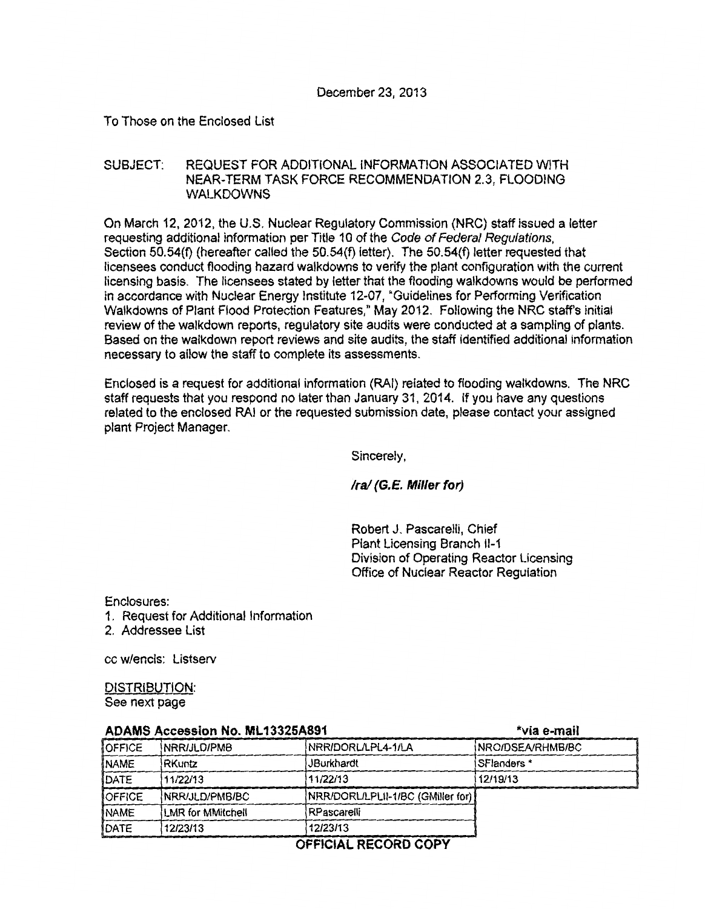December 23, 2013

To Those on the Enclosed List

SUBJECT: REQUEST FOR ADDITIONAL INFORMATION ASSOCIATED WITH NEAR-TERM TASK FORCE RECOMMENDATION 2.3, FLOODING WALKDOWNS

On March 12, 2012, the U.S. Nuclear Regulatory Commission (NRC) staff issued a letter requesting additional information per Title 10 of the *Code of Federal Regulations*, Section 50.54(f) (hereafter called the 50.54(f) letter). The 50.54(f) letter requested that licensees conduct flooding hazard walkdowns to verify the plant configuration with the current licensing basis. The licensees stated by letter that the flooding walkdowns would be performed in accordance with Nuclear Energy Institute 12-07, "Guidelines for Performing Verification Walkdowns of Plant Flood Protection Features," May 2012. Following the NRC staff's initial review of the walkdown reports, regulatory site audits were conducted at a sampling of plants. Based on the walkdown report reviews and site audits, the staff identified additional information necessary to allow the staff to complete its assessments.

Enclosed is a request for additional information (RAI) related to flooding walkdowns. The NRC staff requests that you respond no later than January 31, 2014. If you have any questions related to the enclosed RAI or the requested submission date, please contact your assigned plant Project Manager.

Sincerely,

***/ra/ (G.E. Miller for)***

Robert J. Pascarelli, Chief
Plant Licensing Branch II-1
Division of Operating Reactor Licensing
Office of Nuclear Reactor Regulation

Enclosures:
1. Request for Additional Information
2. Addressee List

cc w/encls: Listserv

DISTRIBUTION:
See next page

**ADAMS Accession No. ML13325A891** ***via e-mail**

| OFFICE | NRR/JLD/PMB | NRR/DORL/LPL4-1/LA | NRO/DSEA/RHMB/BC |
|---|---|---|---|
| NAME | RKuntz | JBurkhardt | SFlanders * |
| DATE | 11/22/13 | 11/22/13 | 12/19/13 |
| OFFICE | NRR/JLD/PMB/BC | NRR/DORL/LPLII-1/BC (GMiller for) | |
| NAME | LMR for MMitchell | RPascarelli | |
| DATE | 12/23/13 | 12/23/13 | |

**OFFICIAL RECORD COPY**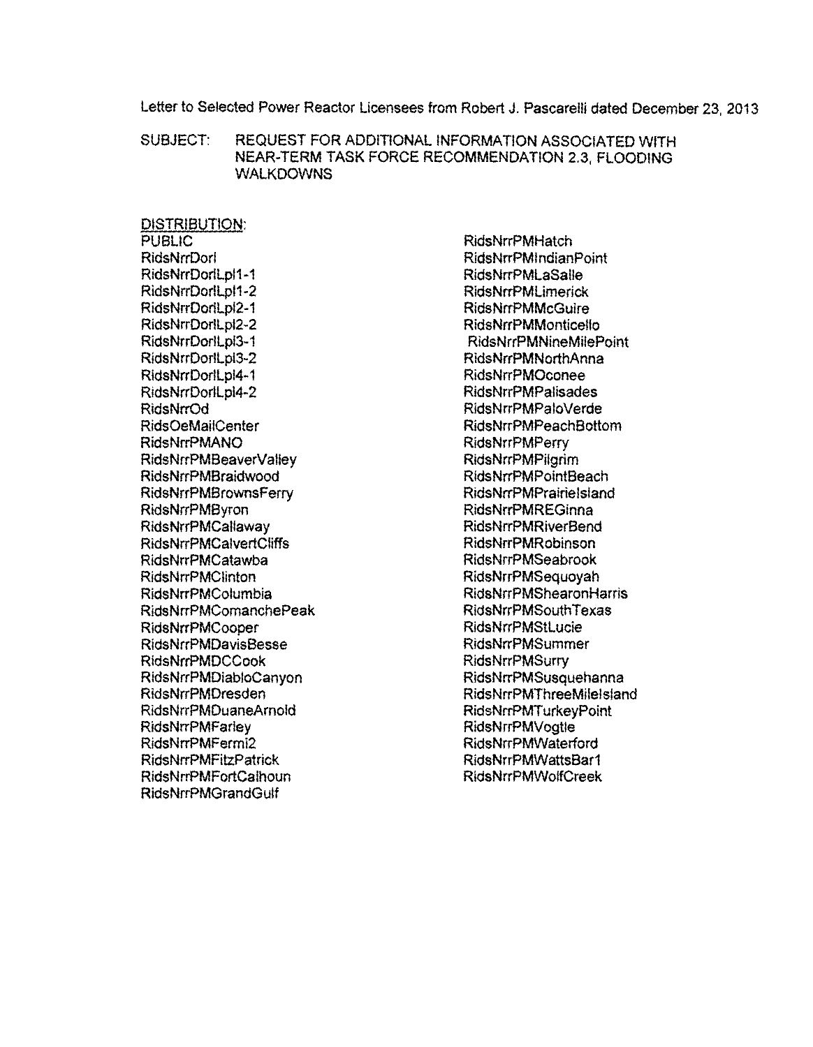Letter to Selected Power Reactor Licensees from Robert J. Pascarelli dated December 23, 2013

SUBJECT: REQUEST FOR ADDITIONAL INFORMATION ASSOCIATED WITH NEAR-TERM TASK FORCE RECOMMENDATION 2.3, FLOODING WALKDOWNS

DISTRIBUTION:

PUBLIC
RidsNrrDorl
RidsNrrDorlLpl1-1
RidsNrrDorlLpl1-2
RidsNrrDorlLpl2-1
RidsNrrDorlLpl2-2
RidsNrrDorlLpl3-1
RidsNrrDorlLpl3-2
RidsNrrDorlLpl4-1
RidsNrrDorlLpl4-2
RidsNrrOd
RidsOeMailCenter
RidsNrrPMANO
RidsNrrPMBeaverValley
RidsNrrPMBraidwood
RidsNrrPMBrownsFerry
RidsNrrPMByron
RidsNrrPMCallaway
RidsNrrPMCalvertCliffs
RidsNrrPMCatawba
RidsNrrPMClinton
RidsNrrPMColumbia
RidsNrrPMComanchePeak
RidsNrrPMCooper
RidsNrrPMDavisBesse
RidsNrrPMDCCook
RidsNrrPMDiabloCanyon
RidsNrrPMDresden
RidsNrrPMDuaneArnold
RidsNrrPMFarley
RidsNrrPMFermi2
RidsNrrPMFitzPatrick
RidsNrrPMFortCalhoun
RidsNrrPMGrandGulf
RidsNrrPMHatch
RidsNrrPMIndianPoint
RidsNrrPMLaSalle
RidsNrrPMLimerick
RidsNrrPMMcGuire
RidsNrrPMMonticello
RidsNrrPMNineMilePoint
RidsNrrPMNorthAnna
RidsNrrPMOconee
RidsNrrPMPalisades
RidsNrrPMPaloVerde
RidsNrrPMPeachBottom
RidsNrrPMPerry
RidsNrrPMPilgrim
RidsNrrPMPointBeach
RidsNrrPMPrairieIsland
RidsNrrPMREGinna
RidsNrrPMRiverBend
RidsNrrPMRobinson
RidsNrrPMSeabrook
RidsNrrPMSequoyah
RidsNrrPMShearonHarris
RidsNrrPMSouthTexas
RidsNrrPMStLucie
RidsNrrPMSummer
RidsNrrPMSurry
RidsNrrPMSusquehanna
RidsNrrPMThreeMileIsland
RidsNrrPMTurkeyPoint
RidsNrrPMVogtle
RidsNrrPMWaterford
RidsNrrPMWattsBar1
RidsNrrPMWolfCreek